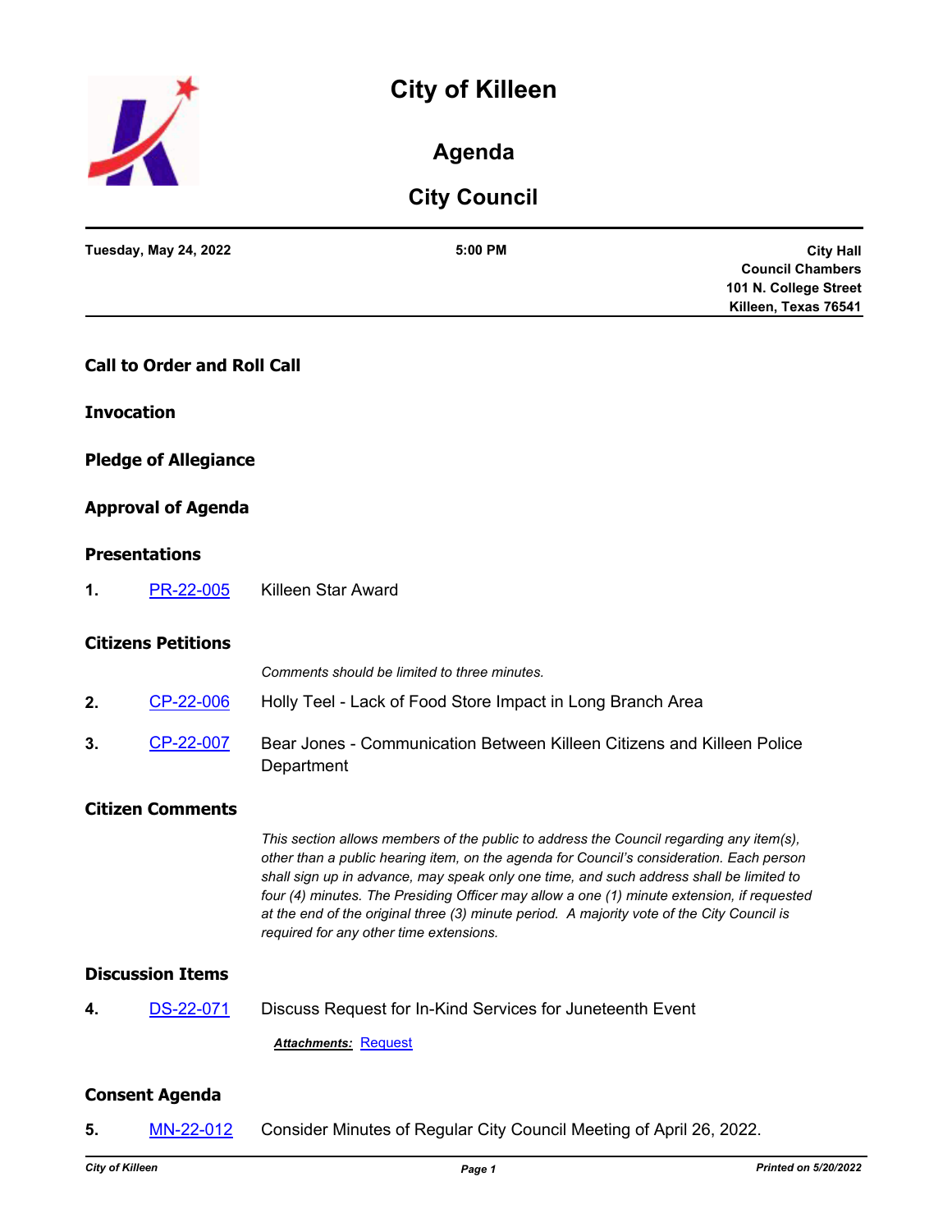# City of Killeen

## Agenda

## City Council

| Tuesday, May 24, 2022 | 5:00 PM | City Hall Council Chambers 101 N. College Street Killeen, Texas 76541 |
|---|---|---|

### Call to Order and Roll Call

### Invocation

### Pledge of Allegiance

### Approval of Agenda

### Presentations

**1.** PR-22-005 Killeen Star Award

### Citizens Petitions

*Comments should be limited to three minutes.*

**2.** CP-22-006 Holly Teel - Lack of Food Store Impact in Long Branch Area

**3.** CP-22-007 Bear Jones - Communication Between Killeen Citizens and Killeen Police Department

### Citizen Comments

*This section allows members of the public to address the Council regarding any item(s), other than a public hearing item, on the agenda for Council's consideration. Each person shall sign up in advance, may speak only one time, and such address shall be limited to four (4) minutes. The Presiding Officer may allow a one (1) minute extension, if requested at the end of the original three (3) minute period. A majority vote of the City Council is required for any other time extensions.*

### Discussion Items

**4.** DS-22-071 Discuss Request for In-Kind Services for Juneteenth Event

***Attachments:*** Request

### Consent Agenda

**5.** MN-22-012 Consider Minutes of Regular City Council Meeting of April 26, 2022.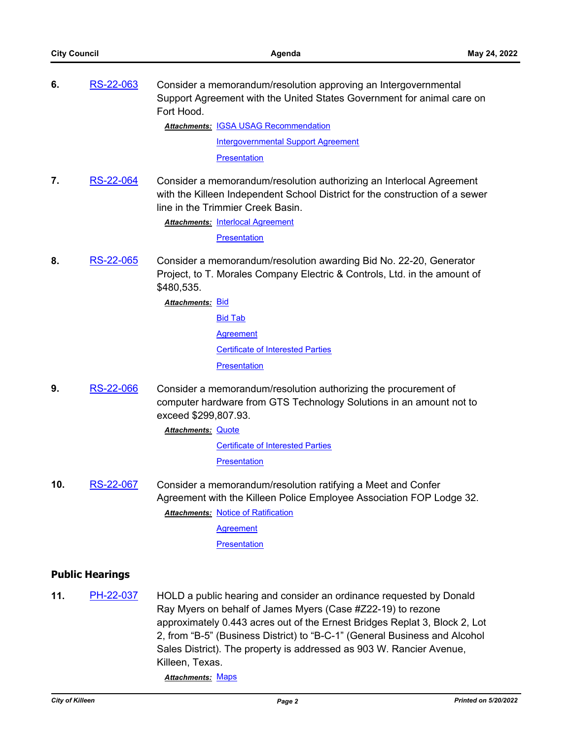**6.** RS-22-063 Consider a memorandum/resolution approving an Intergovernmental Support Agreement with the United States Government for animal care on Fort Hood.

***Attachments:*** IGSA USAG Recommendation
Intergovernmental Support Agreement
Presentation

**7.** RS-22-064 Consider a memorandum/resolution authorizing an Interlocal Agreement with the Killeen Independent School District for the construction of a sewer line in the Trimmier Creek Basin.

***Attachments:*** Interlocal Agreement
Presentation

**8.** RS-22-065 Consider a memorandum/resolution awarding Bid No. 22-20, Generator Project, to T. Morales Company Electric & Controls, Ltd. in the amount of $480,535.

***Attachments:*** Bid
Bid Tab
Agreement
Certificate of Interested Parties
Presentation

**9.** RS-22-066 Consider a memorandum/resolution authorizing the procurement of computer hardware from GTS Technology Solutions in an amount not to exceed $299,807.93.

***Attachments:*** Quote
Certificate of Interested Parties
Presentation

**10.** RS-22-067 Consider a memorandum/resolution ratifying a Meet and Confer Agreement with the Killeen Police Employee Association FOP Lodge 32.

***Attachments:*** Notice of Ratification
Agreement
Presentation

## Public Hearings

**11.** PH-22-037 HOLD a public hearing and consider an ordinance requested by Donald Ray Myers on behalf of James Myers (Case #Z22-19) to rezone approximately 0.443 acres out of the Ernest Bridges Replat 3, Block 2, Lot 2, from "B-5" (Business District) to "B-C-1" (General Business and Alcohol Sales District). The property is addressed as 903 W. Rancier Avenue, Killeen, Texas.

***Attachments:*** Maps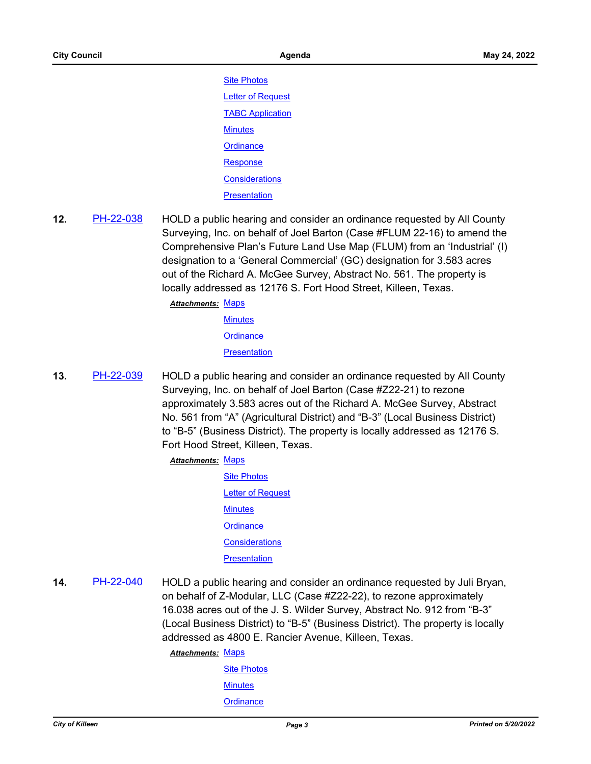Site Photos

Letter of Request

TABC Application

Minutes

Ordinance

Response

Considerations

Presentation

**12.** PH-22-038 HOLD a public hearing and consider an ordinance requested by All County Surveying, Inc. on behalf of Joel Barton (Case #FLUM 22-16) to amend the Comprehensive Plan's Future Land Use Map (FLUM) from an 'Industrial' (I) designation to a 'General Commercial' (GC) designation for 3.583 acres out of the Richard A. McGee Survey, Abstract No. 561. The property is locally addressed as 12176 S. Fort Hood Street, Killeen, Texas.

***Attachments:*** Maps

Minutes

Ordinance

Presentation

**13.** PH-22-039 HOLD a public hearing and consider an ordinance requested by All County Surveying, Inc. on behalf of Joel Barton (Case #Z22-21) to rezone approximately 3.583 acres out of the Richard A. McGee Survey, Abstract No. 561 from "A" (Agricultural District) and "B-3" (Local Business District) to "B-5" (Business District). The property is locally addressed as 12176 S. Fort Hood Street, Killeen, Texas.

***Attachments:*** Maps

Site Photos

Letter of Request

Minutes

Ordinance

Considerations

Presentation

**14.** PH-22-040 HOLD a public hearing and consider an ordinance requested by Juli Bryan, on behalf of Z-Modular, LLC (Case #Z22-22), to rezone approximately 16.038 acres out of the J. S. Wilder Survey, Abstract No. 912 from "B-3" (Local Business District) to "B-5" (Business District). The property is locally addressed as 4800 E. Rancier Avenue, Killeen, Texas.

***Attachments:*** Maps

Site Photos

Minutes

Ordinance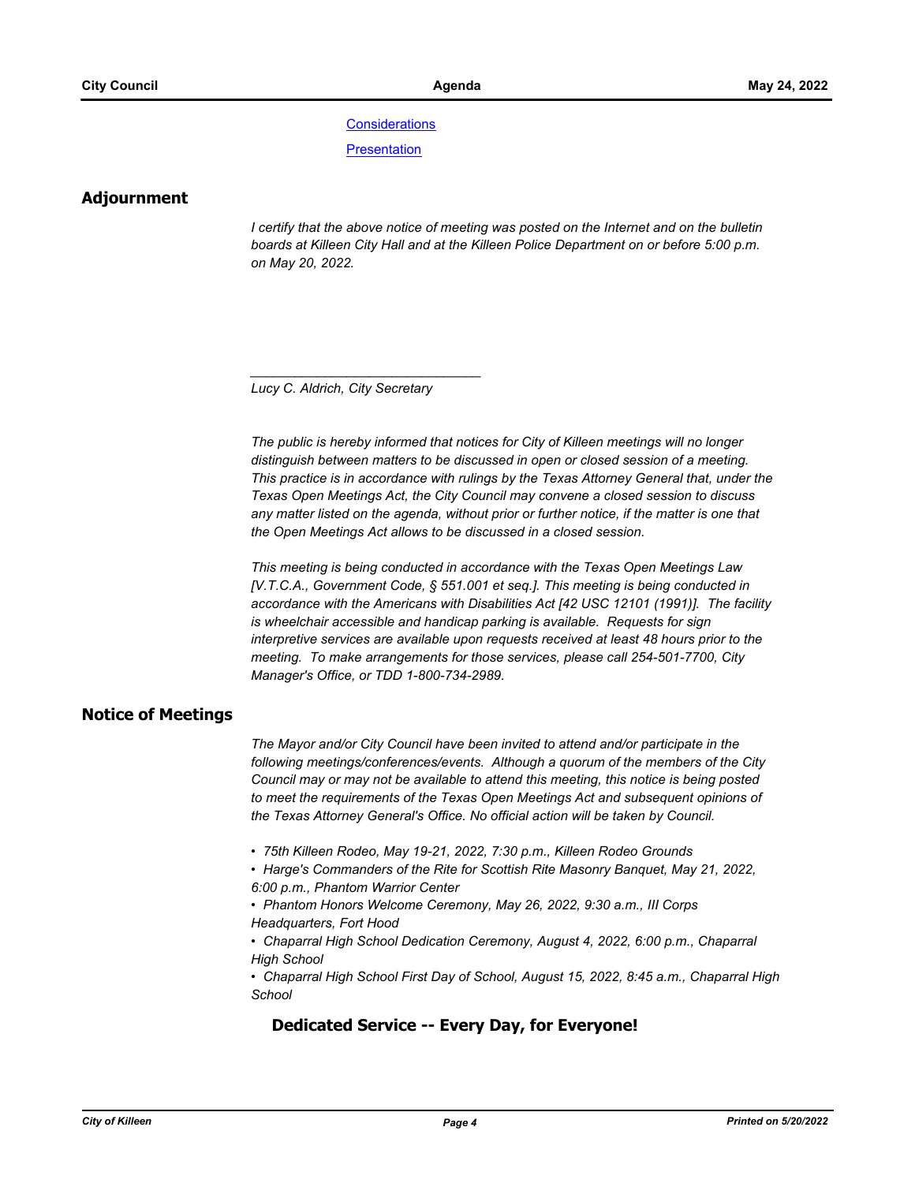[Considerations](#)

[Presentation](#)

## Adjournment

*I certify that the above notice of meeting was posted on the Internet and on the bulletin boards at Killeen City Hall and at the Killeen Police Department on or before 5:00 p.m. on May 20, 2022.*

_______________________________

*Lucy C. Aldrich, City Secretary*

*The public is hereby informed that notices for City of Killeen meetings will no longer distinguish between matters to be discussed in open or closed session of a meeting. This practice is in accordance with rulings by the Texas Attorney General that, under the Texas Open Meetings Act, the City Council may convene a closed session to discuss any matter listed on the agenda, without prior or further notice, if the matter is one that the Open Meetings Act allows to be discussed in a closed session.*

*This meeting is being conducted in accordance with the Texas Open Meetings Law [V.T.C.A., Government Code, § 551.001 et seq.]. This meeting is being conducted in accordance with the Americans with Disabilities Act [42 USC 12101 (1991)]. The facility is wheelchair accessible and handicap parking is available. Requests for sign interpretive services are available upon requests received at least 48 hours prior to the meeting. To make arrangements for those services, please call 254-501-7700, City Manager's Office, or TDD 1-800-734-2989.*

## Notice of Meetings

*The Mayor and/or City Council have been invited to attend and/or participate in the following meetings/conferences/events. Although a quorum of the members of the City Council may or may not be available to attend this meeting, this notice is being posted to meet the requirements of the Texas Open Meetings Act and subsequent opinions of the Texas Attorney General's Office. No official action will be taken by Council.*

- *75th Killeen Rodeo, May 19-21, 2022, 7:30 p.m., Killeen Rodeo Grounds*
- *Harge's Commanders of the Rite for Scottish Rite Masonry Banquet, May 21, 2022, 6:00 p.m., Phantom Warrior Center*
- *Phantom Honors Welcome Ceremony, May 26, 2022, 9:30 a.m., III Corps Headquarters, Fort Hood*
- *Chaparral High School Dedication Ceremony, August 4, 2022, 6:00 p.m., Chaparral High School*
- *Chaparral High School First Day of School, August 15, 2022, 8:45 a.m., Chaparral High School*

**Dedicated Service -- Every Day, for Everyone!**